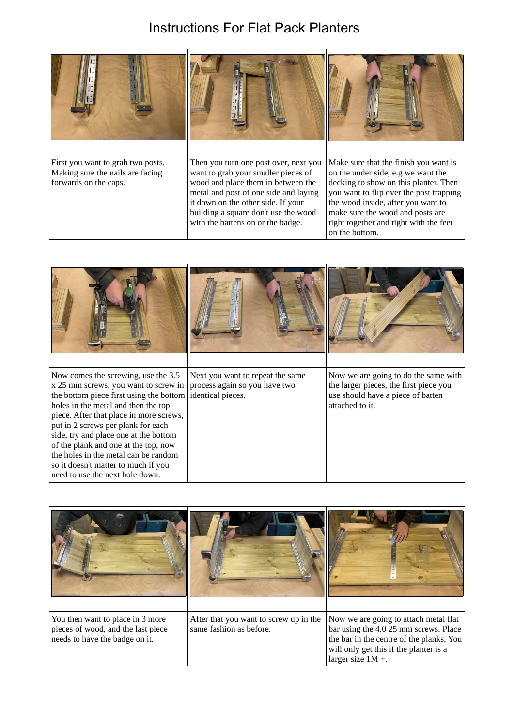# Instructions For Flat Pack Planters

| | | |
|---|---|---|
| First you want to grab two posts. Making sure the nails are facing forwards on the caps. | Then you turn one post over, next you want to grab your smaller pieces of wood and place them in between the metal and post of one side and laying it down on the other side. If your building a square don't use the wood with the battens on or the badge. | Make sure that the finish you want is on the under side, e.g we want the decking to show on this planter. Then you want to flip over the post trapping the wood inside, after you want to make sure the wood and posts are tight together and tight with the feet on the bottom. |

| | | |
|---|---|---|
| Now comes the screwing, use the 3.5 x 25 mm screws, you want to screw in the bottom piece first using the bottom holes in the metal and then the top piece. After that place in more screws, put in 2 screws per plank for each side, try and place one at the bottom of the plank and one at the top, now the holes in the metal can be random so it doesn't matter to much if you need to use the next hole down. | Next you want to repeat the same process again so you have two identical pieces. | Now we are going to do the same with the larger pieces, the first piece you use should have a piece of batten attached to it. |

| | | |
|---|---|---|
| You then want to place in 3 more pieces of wood, and the last piece needs to have the badge on it. | After that you want to screw up in the same fashion as before. | Now we are going to attach metal flat bar using the 4.0 25 mm screws. Place the bar in the centre of the planks, You will only get this if the planter is a larger size 1M +. |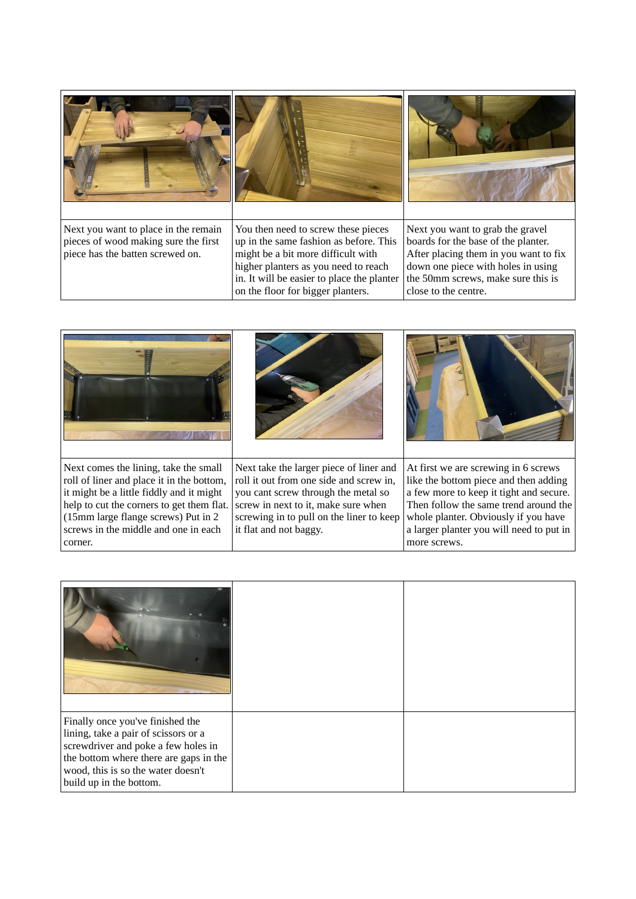| | | |
|---|---|---|
| Next you want to place in the remain pieces of wood making sure the first piece has the batten screwed on. | You then need to screw these pieces up in the same fashion as before. This might be a bit more difficult with higher planters as you need to reach in. It will be easier to place the planter on the floor for bigger planters. | Next you want to grab the gravel boards for the base of the planter. After placing them in you want to fix down one piece with holes in using the 50mm screws, make sure this is close to the centre. |

| | | |
|---|---|---|
| Next comes the lining, take the small roll of liner and place it in the bottom, it might be a little fiddly and it might help to cut the corners to get them flat. (15mm large flange screws) Put in 2 screws in the middle and one in each corner. | Next take the larger piece of liner and roll it out from one side and screw in, you cant screw through the metal so screw in next to it, make sure when screwing in to pull on the liner to keep it flat and not baggy. | At first we are screwing in 6 screws like the bottom piece and then adding a few more to keep it tight and secure. Then follow the same trend around the whole planter. Obviously if you have a larger planter you will need to put in more screws. |

| | | |
|---|---|---|
| Finally once you've finished the lining, take a pair of scissors or a screwdriver and poke a few holes in the bottom where there are gaps in the wood, this is so the water doesn't build up in the bottom. | | |